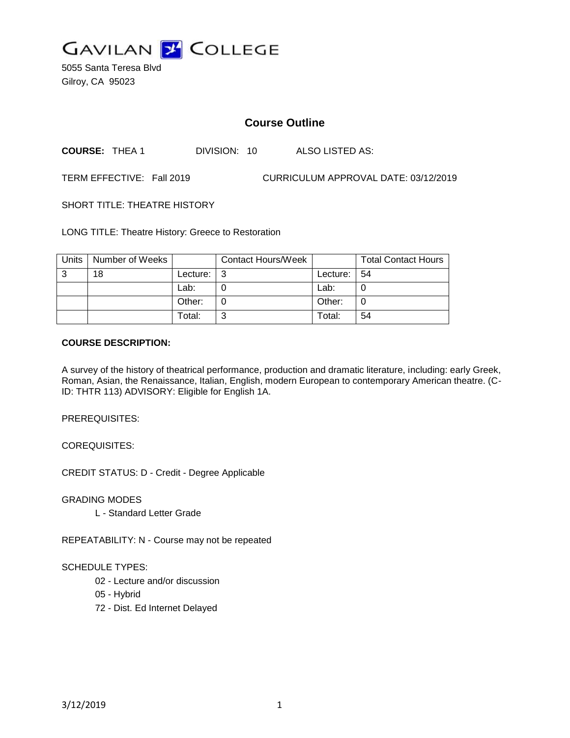# GAVILAN COLLEGE

5055 Santa Teresa Blvd
Gilroy, CA 95023

## Course Outline

**COURSE:** THEA 1 DIVISION: 10 ALSO LISTED AS:

TERM EFFECTIVE: Fall 2019 CURRICULUM APPROVAL DATE: 03/12/2019

SHORT TITLE: THEATRE HISTORY

LONG TITLE: Theatre History: Greece to Restoration

| Units | Number of Weeks | | Contact Hours/Week | | Total Contact Hours |
|---|---|---|---|---|---|
| 3 | 18 | Lecture: | 3 | Lecture: | 54 |
| | | Lab: | 0 | Lab: | 0 |
| | | Other: | 0 | Other: | 0 |
| | | Total: | 3 | Total: | 54 |

**COURSE DESCRIPTION:**

A survey of the history of theatrical performance, production and dramatic literature, including: early Greek, Roman, Asian, the Renaissance, Italian, English, modern European to contemporary American theatre. (C-ID: THTR 113) ADVISORY: Eligible for English 1A.

PREREQUISITES:

COREQUISITES:

CREDIT STATUS: D - Credit - Degree Applicable

GRADING MODES

L - Standard Letter Grade

REPEATABILITY: N - Course may not be repeated

SCHEDULE TYPES:

02 - Lecture and/or discussion

05 - Hybrid

72 - Dist. Ed Internet Delayed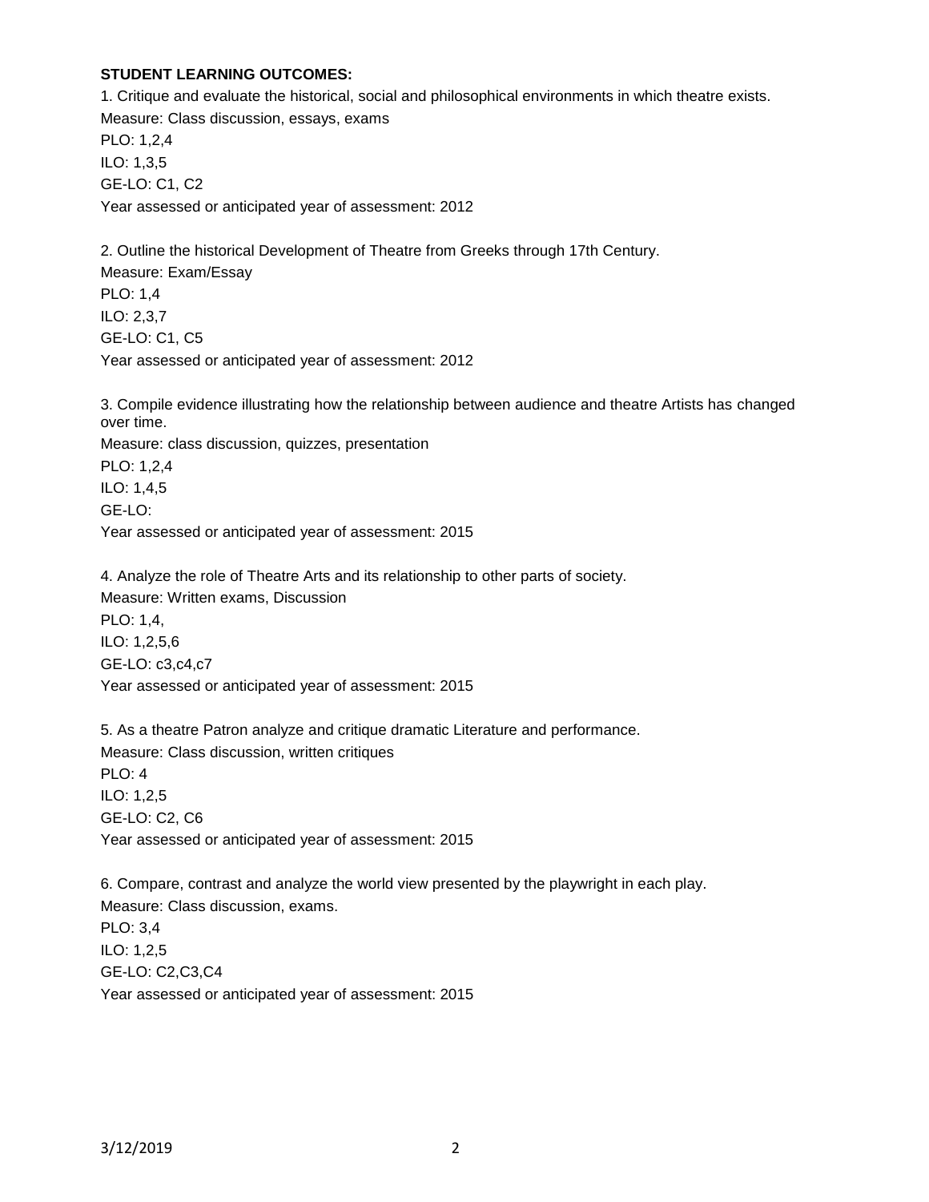**STUDENT LEARNING OUTCOMES:**

1. Critique and evaluate the historical, social and philosophical environments in which theatre exists.
Measure: Class discussion, essays, exams
PLO: 1,2,4
ILO: 1,3,5
GE-LO: C1, C2
Year assessed or anticipated year of assessment: 2012

2. Outline the historical Development of Theatre from Greeks through 17th Century.
Measure: Exam/Essay
PLO: 1,4
ILO: 2,3,7
GE-LO: C1, C5
Year assessed or anticipated year of assessment: 2012

3. Compile evidence illustrating how the relationship between audience and theatre Artists has changed over time.
Measure: class discussion, quizzes, presentation
PLO: 1,2,4
ILO: 1,4,5
GE-LO:
Year assessed or anticipated year of assessment: 2015

4. Analyze the role of Theatre Arts and its relationship to other parts of society.
Measure: Written exams, Discussion
PLO: 1,4,
ILO: 1,2,5,6
GE-LO: c3,c4,c7
Year assessed or anticipated year of assessment: 2015

5. As a theatre Patron analyze and critique dramatic Literature and performance.
Measure: Class discussion, written critiques
PLO: 4
ILO: 1,2,5
GE-LO: C2, C6
Year assessed or anticipated year of assessment: 2015

6. Compare, contrast and analyze the world view presented by the playwright in each play.
Measure: Class discussion, exams.
PLO: 3,4
ILO: 1,2,5
GE-LO: C2,C3,C4
Year assessed or anticipated year of assessment: 2015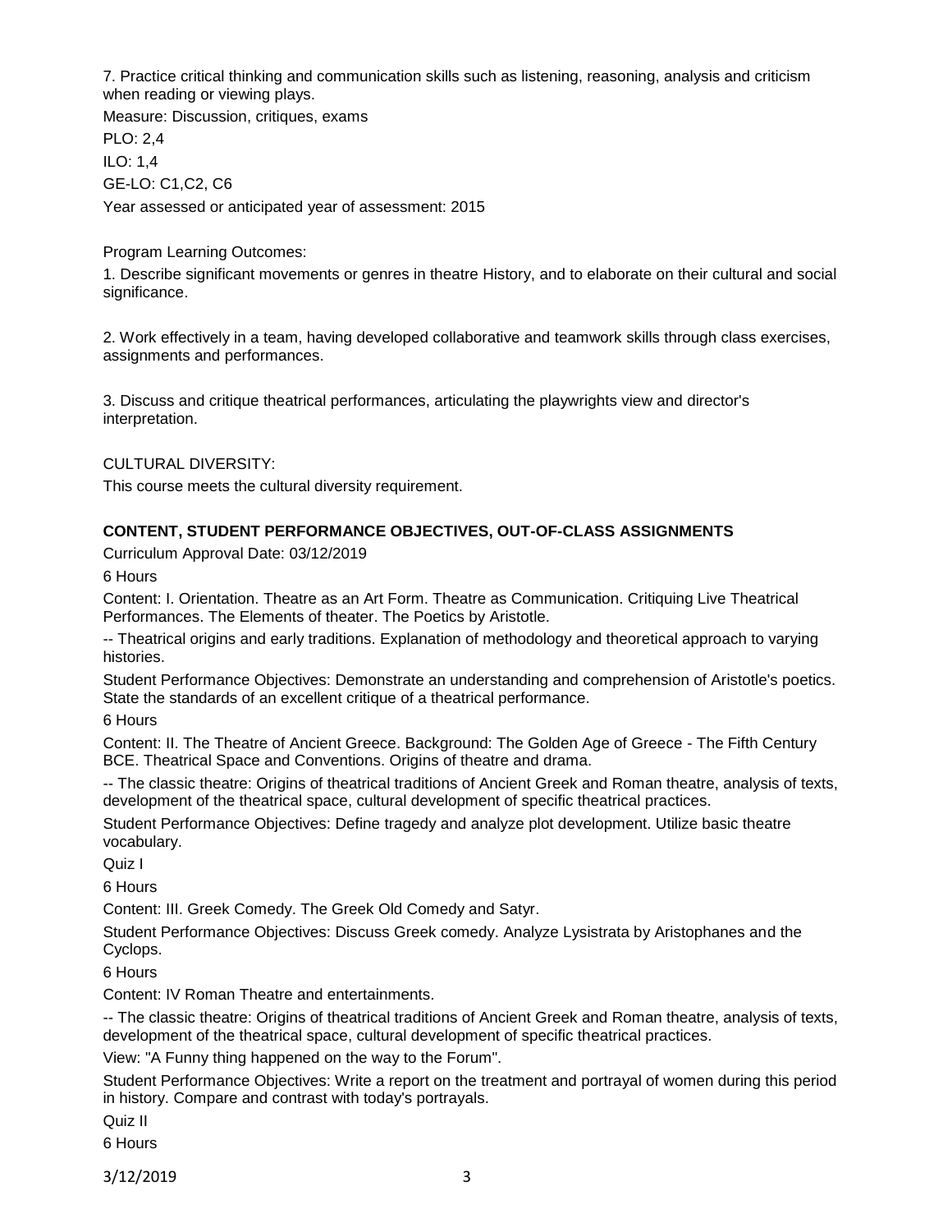7. Practice critical thinking and communication skills such as listening, reasoning, analysis and criticism when reading or viewing plays.

Measure: Discussion, critiques, exams

PLO: 2,4

ILO: 1,4

GE-LO: C1,C2, C6

Year assessed or anticipated year of assessment: 2015

Program Learning Outcomes:

1. Describe significant movements or genres in theatre History, and to elaborate on their cultural and social significance.

2. Work effectively in a team, having developed collaborative and teamwork skills through class exercises, assignments and performances.

3. Discuss and critique theatrical performances, articulating the playwrights view and director's interpretation.

CULTURAL DIVERSITY:

This course meets the cultural diversity requirement.

## CONTENT, STUDENT PERFORMANCE OBJECTIVES, OUT-OF-CLASS ASSIGNMENTS

Curriculum Approval Date: 03/12/2019

6 Hours

Content: I. Orientation. Theatre as an Art Form. Theatre as Communication. Critiquing Live Theatrical Performances. The Elements of theater. The Poetics by Aristotle.

-- Theatrical origins and early traditions. Explanation of methodology and theoretical approach to varying histories.

Student Performance Objectives: Demonstrate an understanding and comprehension of Aristotle's poetics. State the standards of an excellent critique of a theatrical performance.

6 Hours

Content: II. The Theatre of Ancient Greece. Background: The Golden Age of Greece - The Fifth Century BCE. Theatrical Space and Conventions. Origins of theatre and drama.

-- The classic theatre: Origins of theatrical traditions of Ancient Greek and Roman theatre, analysis of texts, development of the theatrical space, cultural development of specific theatrical practices.

Student Performance Objectives: Define tragedy and analyze plot development. Utilize basic theatre vocabulary.

Quiz I

6 Hours

Content: III. Greek Comedy. The Greek Old Comedy and Satyr.

Student Performance Objectives: Discuss Greek comedy. Analyze Lysistrata by Aristophanes and the Cyclops.

6 Hours

Content: IV Roman Theatre and entertainments.

-- The classic theatre: Origins of theatrical traditions of Ancient Greek and Roman theatre, analysis of texts, development of the theatrical space, cultural development of specific theatrical practices.

View: "A Funny thing happened on the way to the Forum".

Student Performance Objectives: Write a report on the treatment and portrayal of women during this period in history. Compare and contrast with today's portrayals.

Quiz II

6 Hours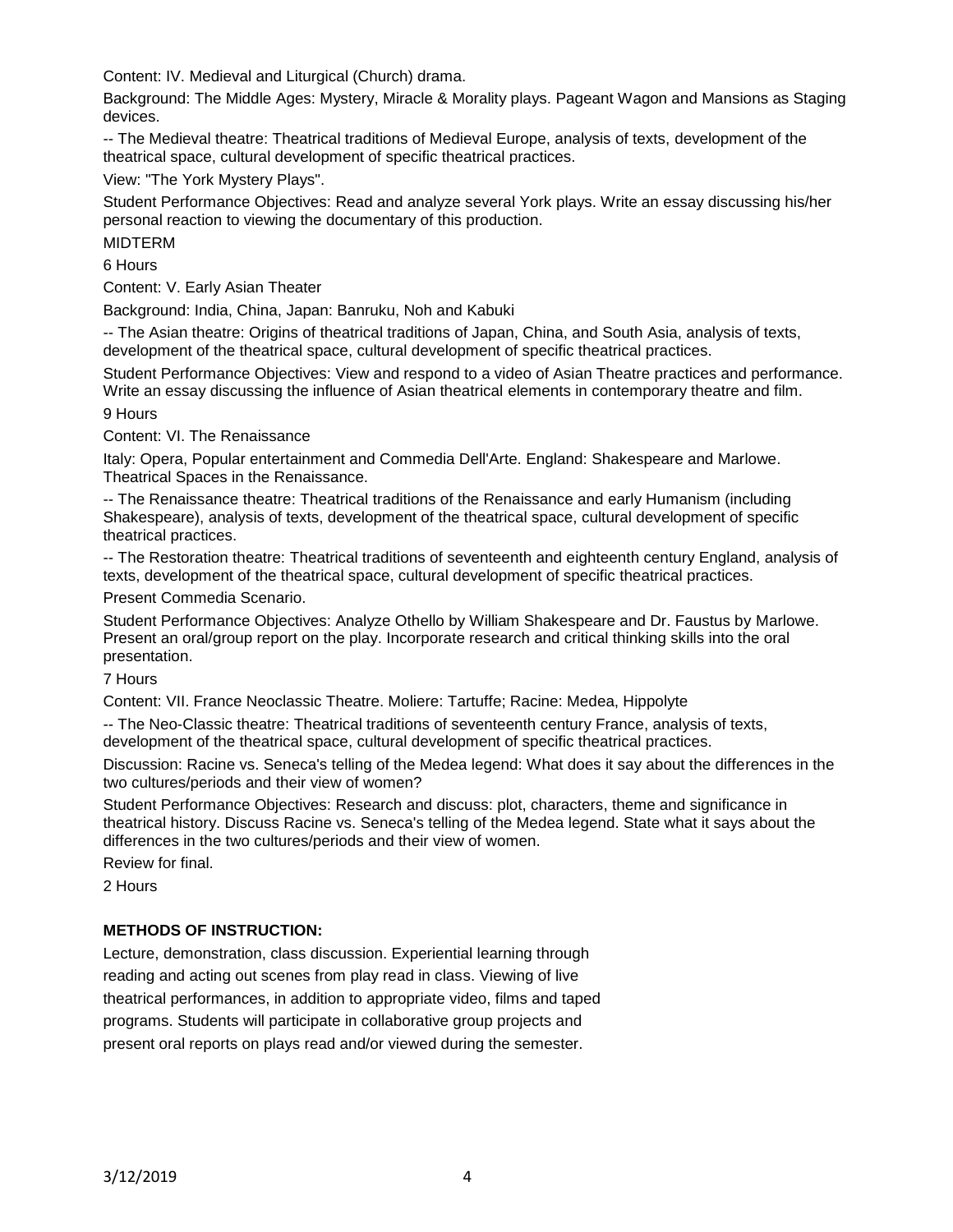Content: IV. Medieval and Liturgical (Church) drama.

Background: The Middle Ages: Mystery, Miracle & Morality plays. Pageant Wagon and Mansions as Staging devices.

-- The Medieval theatre: Theatrical traditions of Medieval Europe, analysis of texts, development of the theatrical space, cultural development of specific theatrical practices.

View: "The York Mystery Plays".

Student Performance Objectives: Read and analyze several York plays. Write an essay discussing his/her personal reaction to viewing the documentary of this production.

MIDTERM

6 Hours

Content: V. Early Asian Theater

Background: India, China, Japan: Banruku, Noh and Kabuki

-- The Asian theatre: Origins of theatrical traditions of Japan, China, and South Asia, analysis of texts, development of the theatrical space, cultural development of specific theatrical practices.

Student Performance Objectives: View and respond to a video of Asian Theatre practices and performance. Write an essay discussing the influence of Asian theatrical elements in contemporary theatre and film.

9 Hours

Content: VI. The Renaissance

Italy: Opera, Popular entertainment and Commedia Dell'Arte. England: Shakespeare and Marlowe. Theatrical Spaces in the Renaissance.

-- The Renaissance theatre: Theatrical traditions of the Renaissance and early Humanism (including Shakespeare), analysis of texts, development of the theatrical space, cultural development of specific theatrical practices.

-- The Restoration theatre: Theatrical traditions of seventeenth and eighteenth century England, analysis of texts, development of the theatrical space, cultural development of specific theatrical practices.

Present Commedia Scenario.

Student Performance Objectives: Analyze Othello by William Shakespeare and Dr. Faustus by Marlowe. Present an oral/group report on the play. Incorporate research and critical thinking skills into the oral presentation.

7 Hours

Content: VII. France Neoclassic Theatre. Moliere: Tartuffe; Racine: Medea, Hippolyte

-- The Neo-Classic theatre: Theatrical traditions of seventeenth century France, analysis of texts, development of the theatrical space, cultural development of specific theatrical practices.

Discussion: Racine vs. Seneca's telling of the Medea legend: What does it say about the differences in the two cultures/periods and their view of women?

Student Performance Objectives: Research and discuss: plot, characters, theme and significance in theatrical history. Discuss Racine vs. Seneca's telling of the Medea legend. State what it says about the differences in the two cultures/periods and their view of women.

Review for final.

2 Hours

**METHODS OF INSTRUCTION:**

Lecture, demonstration, class discussion. Experiential learning through reading and acting out scenes from play read in class. Viewing of live theatrical performances, in addition to appropriate video, films and taped programs. Students will participate in collaborative group projects and present oral reports on plays read and/or viewed during the semester.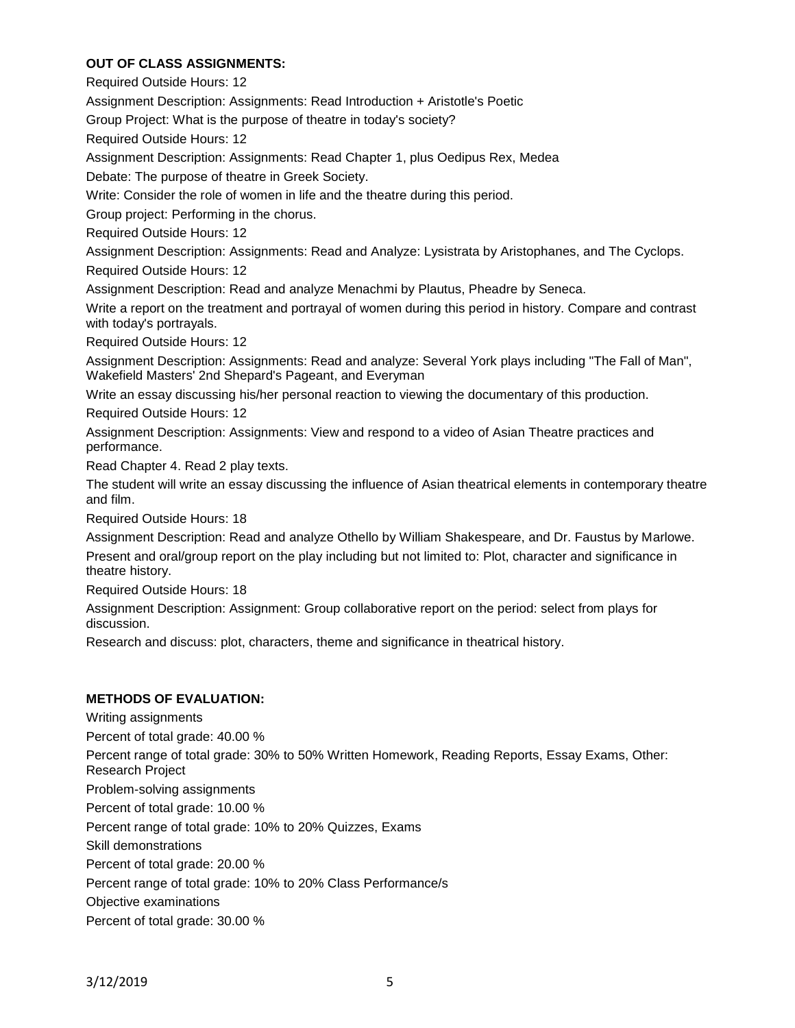**OUT OF CLASS ASSIGNMENTS:**

Required Outside Hours: 12

Assignment Description: Assignments: Read Introduction + Aristotle's Poetic

Group Project: What is the purpose of theatre in today's society?

Required Outside Hours: 12

Assignment Description: Assignments: Read Chapter 1, plus Oedipus Rex, Medea

Debate: The purpose of theatre in Greek Society.

Write: Consider the role of women in life and the theatre during this period.

Group project: Performing in the chorus.

Required Outside Hours: 12

Assignment Description: Assignments: Read and Analyze: Lysistrata by Aristophanes, and The Cyclops.

Required Outside Hours: 12

Assignment Description: Read and analyze Menachmi by Plautus, Pheadre by Seneca.

Write a report on the treatment and portrayal of women during this period in history. Compare and contrast with today's portrayals.

Required Outside Hours: 12

Assignment Description: Assignments: Read and analyze: Several York plays including "The Fall of Man", Wakefield Masters' 2nd Shepard's Pageant, and Everyman

Write an essay discussing his/her personal reaction to viewing the documentary of this production.

Required Outside Hours: 12

Assignment Description: Assignments: View and respond to a video of Asian Theatre practices and performance.

Read Chapter 4. Read 2 play texts.

The student will write an essay discussing the influence of Asian theatrical elements in contemporary theatre and film.

Required Outside Hours: 18

Assignment Description: Read and analyze Othello by William Shakespeare, and Dr. Faustus by Marlowe.

Present and oral/group report on the play including but not limited to: Plot, character and significance in theatre history.

Required Outside Hours: 18

Assignment Description: Assignment: Group collaborative report on the period: select from plays for discussion.

Research and discuss: plot, characters, theme and significance in theatrical history.

**METHODS OF EVALUATION:**

Writing assignments

Percent of total grade: 40.00 %

Percent range of total grade: 30% to 50% Written Homework, Reading Reports, Essay Exams, Other: Research Project

Problem-solving assignments

Percent of total grade: 10.00 %

Percent range of total grade: 10% to 20% Quizzes, Exams

Skill demonstrations

Percent of total grade: 20.00 %

Percent range of total grade: 10% to 20% Class Performance/s

Objective examinations

Percent of total grade: 30.00 %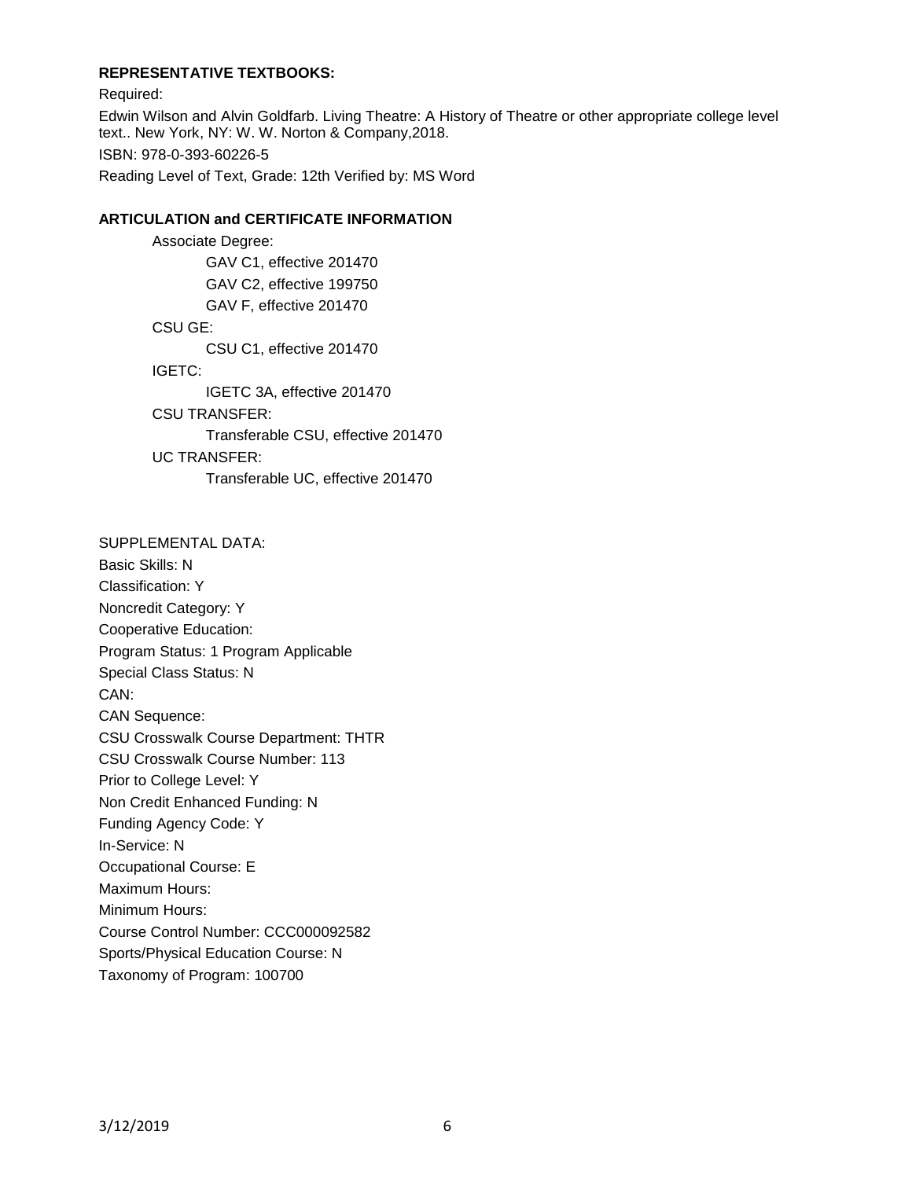**REPRESENTATIVE TEXTBOOKS:**

Required:

Edwin Wilson and Alvin Goldfarb. Living Theatre: A History of Theatre or other appropriate college level text.. New York, NY: W. W. Norton & Company,2018.

ISBN: 978-0-393-60226-5

Reading Level of Text, Grade: 12th Verified by: MS Word

**ARTICULATION and CERTIFICATE INFORMATION**

Associate Degree:
- GAV C1, effective 201470
- GAV C2, effective 199750
- GAV F, effective 201470

CSU GE:
- CSU C1, effective 201470

IGETC:
- IGETC 3A, effective 201470

CSU TRANSFER:
- Transferable CSU, effective 201470

UC TRANSFER:
- Transferable UC, effective 201470

SUPPLEMENTAL DATA:

Basic Skills: N

Classification: Y

Noncredit Category: Y

Cooperative Education:

Program Status: 1 Program Applicable

Special Class Status: N

CAN:

CAN Sequence:

CSU Crosswalk Course Department: THTR

CSU Crosswalk Course Number: 113

Prior to College Level: Y

Non Credit Enhanced Funding: N

Funding Agency Code: Y

In-Service: N

Occupational Course: E

Maximum Hours:

Minimum Hours:

Course Control Number: CCC000092582

Sports/Physical Education Course: N

Taxonomy of Program: 100700